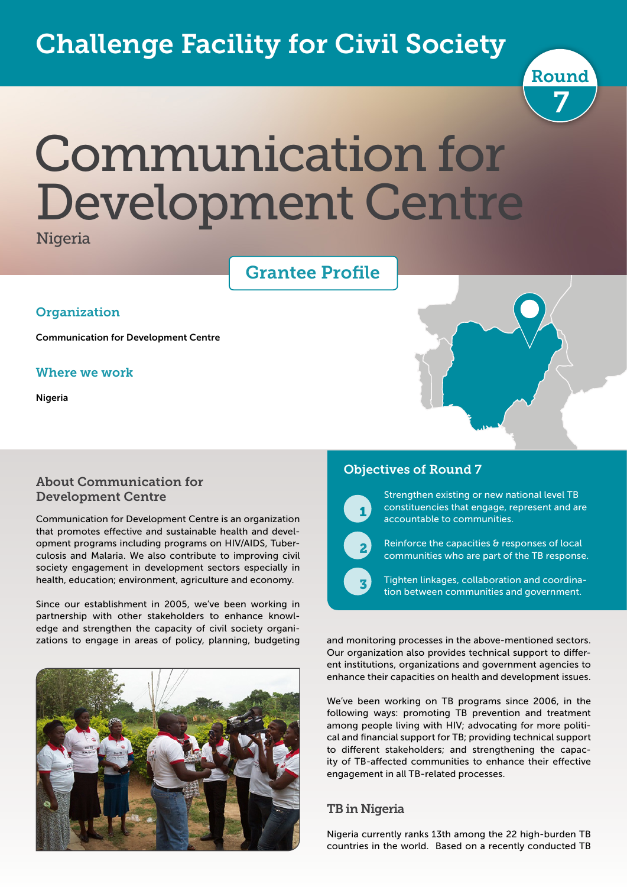# Challenge Facility for Civil Society

Round 7

# Communication for Development Centre

Nigeria

## Grantee Profile

### Organization

Communication for Development Centre

### Where we work

Nigeria

### About Communication for Development Centre

Communication for Development Centre is an organization that promotes effective and sustainable health and development programs including programs on HIV/AIDS, Tuberculosis and Malaria. We also contribute to improving civil society engagement in development sectors especially in health, education; environment, agriculture and economy.

Since our establishment in 2005, we've been working in partnership with other stakeholders to enhance knowledge and strengthen the capacity of civil society organizations to engage in areas of policy, planning, budgeting and monitoring processes in the above-mentioned sectors. Our organization also provides technical support to different institutions, organizations and government agencies to enhance their capacities on health and development issues.

We've been working on TB programs since 2006, in the following ways: promoting TB prevention and treatment among people living with HIV; advocating for more political and financial support for TB; providing technical support to different stakeholders; and strengthening the capacity of TB-affected communities to enhance their effective engagement in all TB-related processes.

### Objectives of Round 7

1. Strengthen existing or new national level TB constituencies that engage, represent and are accountable to communities.
2. Reinforce the capacities & responses of local communities who are part of the TB response.
3. Tighten linkages, collaboration and coordination between communities and government.

### TB in Nigeria

Nigeria currently ranks 13th among the 22 high-burden TB countries in the world. Based on a recently conducted TB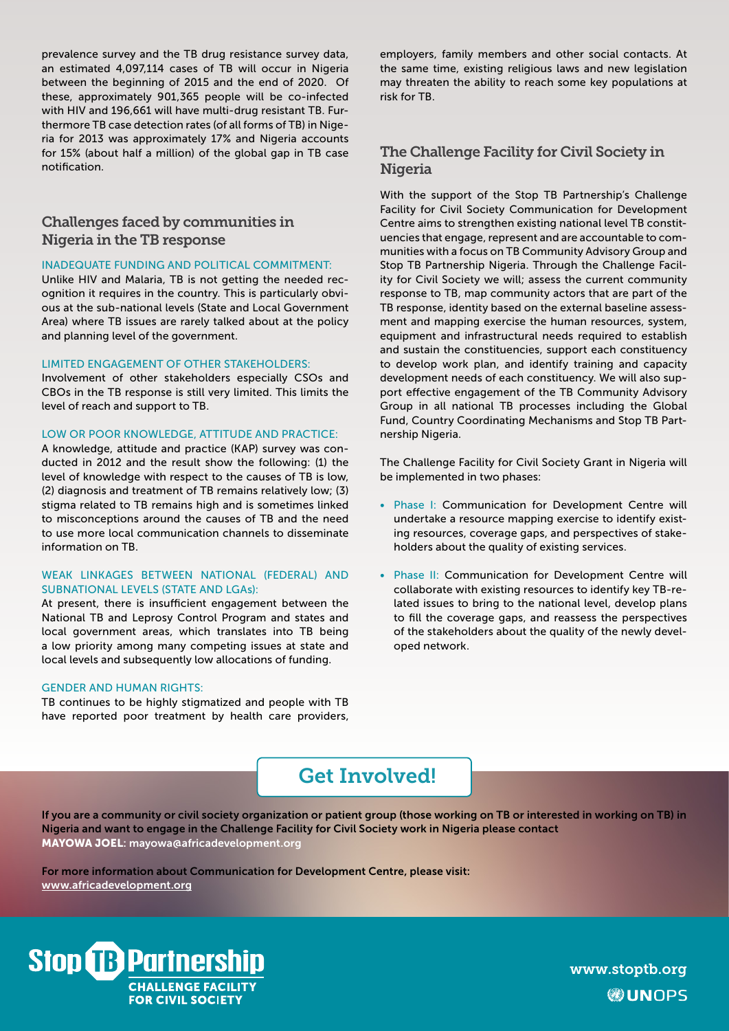prevalence survey and the TB drug resistance survey data, an estimated 4,097,114 cases of TB will occur in Nigeria between the beginning of 2015 and the end of 2020. Of these, approximately 901,365 people will be co-infected with HIV and 196,661 will have multi-drug resistant TB. Furthermore TB case detection rates (of all forms of TB) in Nigeria for 2013 was approximately 17% and Nigeria accounts for 15% (about half a million) of the global gap in TB case notification.

## Challenges faced by communities in Nigeria in the TB response

INADEQUATE FUNDING AND POLITICAL COMMITMENT:
Unlike HIV and Malaria, TB is not getting the needed recognition it requires in the country. This is particularly obvious at the sub-national levels (State and Local Government Area) where TB issues are rarely talked about at the policy and planning level of the government.

LIMITED ENGAGEMENT OF OTHER STAKEHOLDERS:
Involvement of other stakeholders especially CSOs and CBOs in the TB response is still very limited. This limits the level of reach and support to TB.

LOW OR POOR KNOWLEDGE, ATTITUDE AND PRACTICE:
A knowledge, attitude and practice (KAP) survey was conducted in 2012 and the result show the following: (1) the level of knowledge with respect to the causes of TB is low, (2) diagnosis and treatment of TB remains relatively low; (3) stigma related to TB remains high and is sometimes linked to misconceptions around the causes of TB and the need to use more local communication channels to disseminate information on TB.

WEAK LINKAGES BETWEEN NATIONAL (FEDERAL) AND SUBNATIONAL LEVELS (STATE AND LGAs):
At present, there is insufficient engagement between the National TB and Leprosy Control Program and states and local government areas, which translates into TB being a low priority among many competing issues at state and local levels and subsequently low allocations of funding.

GENDER AND HUMAN RIGHTS:
TB continues to be highly stigmatized and people with TB have reported poor treatment by health care providers, employers, family members and other social contacts. At the same time, existing religious laws and new legislation may threaten the ability to reach some key populations at risk for TB.

## The Challenge Facility for Civil Society in Nigeria

With the support of the Stop TB Partnership's Challenge Facility for Civil Society Communication for Development Centre aims to strengthen existing national level TB constituencies that engage, represent and are accountable to communities with a focus on TB Community Advisory Group and Stop TB Partnership Nigeria. Through the Challenge Facility for Civil Society we will; assess the current community response to TB, map community actors that are part of the TB response, identy based on the external baseline assessment and mapping exercise the human resources, system, equipment and infrastructural needs required to establish and sustain the constituencies, support each constituency to develop work plan, and identify training and capacity development needs of each constituency. We will also support effective engagement of the TB Community Advisory Group in all national TB processes including the Global Fund, Country Coordinating Mechanisms and Stop TB Partnership Nigeria.

The Challenge Facility for Civil Society Grant in Nigeria will be implemented in two phases:

- Phase I: Communication for Development Centre will undertake a resource mapping exercise to identify existing resources, coverage gaps, and perspectives of stakeholders about the quality of existing services.
- Phase II: Communication for Development Centre will collaborate with existing resources to identify key TB-related issues to bring to the national level, develop plans to fill the coverage gaps, and reassess the perspectives of the stakeholders about the quality of the newly developed network.

## Get Involved!

**If you are a community or civil society organization or patient group (those working on TB or interested in working on TB) in Nigeria and want to engage in the Challenge Facility for Civil Society work in Nigeria please contact**
**MAYOWA JOEL**: mayowa@africadevelopment.org

**For more information about Communication for Development Centre, please visit:**
www.africadevelopment.org

Stop TB Partnership
CHALLENGE FACILITY FOR CIVIL SOCIETY

www.stoptb.org
UNOPS